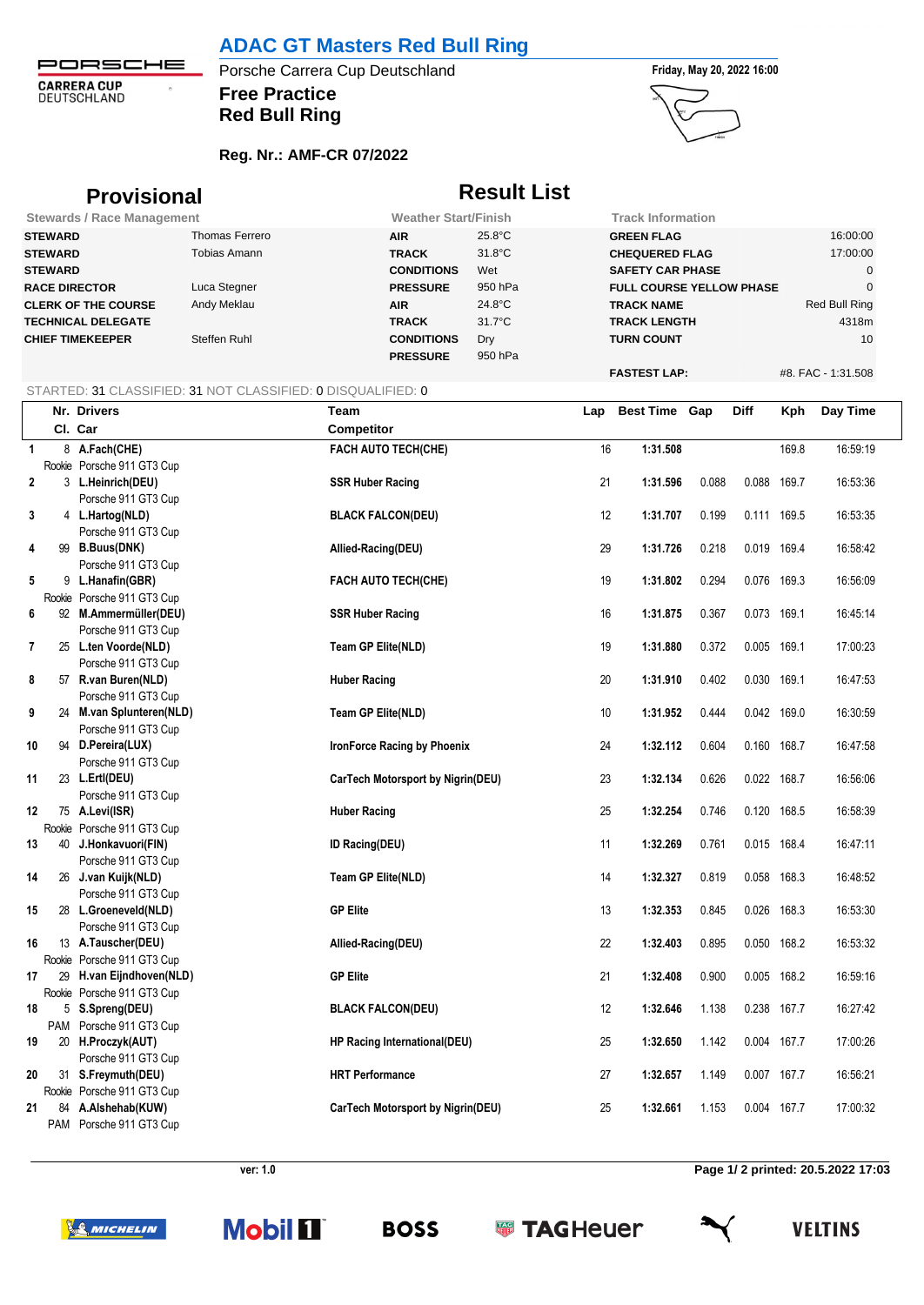# ADAC GT Masters Red Bull Ring

Porsche Carrera Cup Deutschland

**Free Practice**
**Red Bull Ring**

Friday, May 20, 2022 16:00

**Reg. Nr.: AMF-CR 07/2022**

## Provisional Result List

| Stewards / Race Management | | Weather Start/Finish | | Track Information | |
|---|---|---|---|---|---|
| **STEWARD** | Thomas Ferrero | **AIR** | 25.8°C | **GREEN FLAG** | 16:00:00 |
| **STEWARD** | Tobias Amann | **TRACK** | 31.8°C | **CHEQUERED FLAG** | 17:00:00 |
| **STEWARD** | | **CONDITIONS** | Wet | **SAFETY CAR PHASE** | 0 |
| **RACE DIRECTOR** | Luca Stegner | **PRESSURE** | 950 hPa | **FULL COURSE YELLOW PHASE** | 0 |
| **CLERK OF THE COURSE** | Andy Meklau | **AIR** | 24.8°C | **TRACK NAME** | Red Bull Ring |
| **TECHNICAL DELEGATE** | | **TRACK** | 31.7°C | **TRACK LENGTH** | 4318m |
| **CHIEF TIMEKEEPER** | Steffen Ruhl | **CONDITIONS** | Dry | **TURN COUNT** | 10 |
| | | **PRESSURE** | 950 hPa | | |
| | | | | **FASTEST LAP:** | #8. FAC - 1:31.508 |

STARTED: 31 CLASSIFIED: 31 NOT CLASSIFIED: 0 DISQUALIFIED: 0

| Pos | Nr. | Drivers | Cl. | Car | Team / Competitor | Lap | Best Time | Gap | Diff | Kph | Day Time |
|---|---|---|---|---|---|---|---|---|---|---|---|
| 1 | 8 | A.Fach(CHE) | Rookie | Porsche 911 GT3 Cup | FACH AUTO TECH(CHE) | 16 | 1:31.508 | | | 169.8 | 16:59:19 |
| 2 | 3 | L.Heinrich(DEU) | | Porsche 911 GT3 Cup | SSR Huber Racing | 21 | 1:31.596 | 0.088 | 0.088 | 169.7 | 16:53:36 |
| 3 | 4 | L.Hartog(NLD) | | Porsche 911 GT3 Cup | BLACK FALCON(DEU) | 12 | 1:31.707 | 0.199 | 0.111 | 169.5 | 16:53:35 |
| 4 | 99 | B.Buus(DNK) | | Porsche 911 GT3 Cup | Allied-Racing(DEU) | 29 | 1:31.726 | 0.218 | 0.019 | 169.4 | 16:58:42 |
| 5 | 9 | L.Hanafin(GBR) | Rookie | Porsche 911 GT3 Cup | FACH AUTO TECH(CHE) | 19 | 1:31.802 | 0.294 | 0.076 | 169.3 | 16:56:09 |
| 6 | 92 | M.Ammermüller(DEU) | | Porsche 911 GT3 Cup | SSR Huber Racing | 16 | 1:31.875 | 0.367 | 0.073 | 169.1 | 16:45:14 |
| 7 | 25 | L.ten Voorde(NLD) | | Porsche 911 GT3 Cup | Team GP Elite(NLD) | 19 | 1:31.880 | 0.372 | 0.005 | 169.1 | 17:00:23 |
| 8 | 57 | R.van Buren(NLD) | | Porsche 911 GT3 Cup | Huber Racing | 20 | 1:31.910 | 0.402 | 0.030 | 169.1 | 16:47:53 |
| 9 | 24 | M.van Splunteren(NLD) | | Porsche 911 GT3 Cup | Team GP Elite(NLD) | 10 | 1:31.952 | 0.444 | 0.042 | 169.0 | 16:30:59 |
| 10 | 94 | D.Pereira(LUX) | | Porsche 911 GT3 Cup | IronForce Racing by Phoenix | 24 | 1:32.112 | 0.604 | 0.160 | 168.7 | 16:47:58 |
| 11 | 23 | L.Ertl(DEU) | | Porsche 911 GT3 Cup | CarTech Motorsport by Nigrin(DEU) | 23 | 1:32.134 | 0.626 | 0.022 | 168.7 | 16:56:06 |
| 12 | 75 | A.Levi(ISR) | Rookie | Porsche 911 GT3 Cup | Huber Racing | 25 | 1:32.254 | 0.746 | 0.120 | 168.5 | 16:58:39 |
| 13 | 40 | J.Honkavuori(FIN) | | Porsche 911 GT3 Cup | ID Racing(DEU) | 11 | 1:32.269 | 0.761 | 0.015 | 168.4 | 16:47:11 |
| 14 | 26 | J.van Kuijk(NLD) | | Porsche 911 GT3 Cup | Team GP Elite(NLD) | 14 | 1:32.327 | 0.819 | 0.058 | 168.3 | 16:48:52 |
| 15 | 28 | L.Groeneveld(NLD) | | Porsche 911 GT3 Cup | GP Elite | 13 | 1:32.353 | 0.845 | 0.026 | 168.3 | 16:53:30 |
| 16 | 13 | A.Tauscher(DEU) | Rookie | Porsche 911 GT3 Cup | Allied-Racing(DEU) | 22 | 1:32.403 | 0.895 | 0.050 | 168.2 | 16:53:32 |
| 17 | 29 | H.van Eijndhoven(NLD) | Rookie | Porsche 911 GT3 Cup | GP Elite | 21 | 1:32.408 | 0.900 | 0.005 | 168.2 | 16:59:16 |
| 18 | 5 | S.Spreng(DEU) | PAM | Porsche 911 GT3 Cup | BLACK FALCON(DEU) | 12 | 1:32.646 | 1.138 | 0.238 | 167.7 | 16:27:42 |
| 19 | 20 | H.Proczyk(AUT) | | Porsche 911 GT3 Cup | HP Racing International(DEU) | 25 | 1:32.650 | 1.142 | 0.004 | 167.7 | 17:00:26 |
| 20 | 31 | S.Freymuth(DEU) | Rookie | Porsche 911 GT3 Cup | HRT Performance | 27 | 1:32.657 | 1.149 | 0.007 | 167.7 | 16:56:21 |
| 21 | 84 | A.Alshehab(KUW) | PAM | Porsche 911 GT3 Cup | CarTech Motorsport by Nigrin(DEU) | 25 | 1:32.661 | 1.153 | 0.004 | 167.7 | 17:00:32 |

ver: 1.0

printed: 20.5.2022 17:03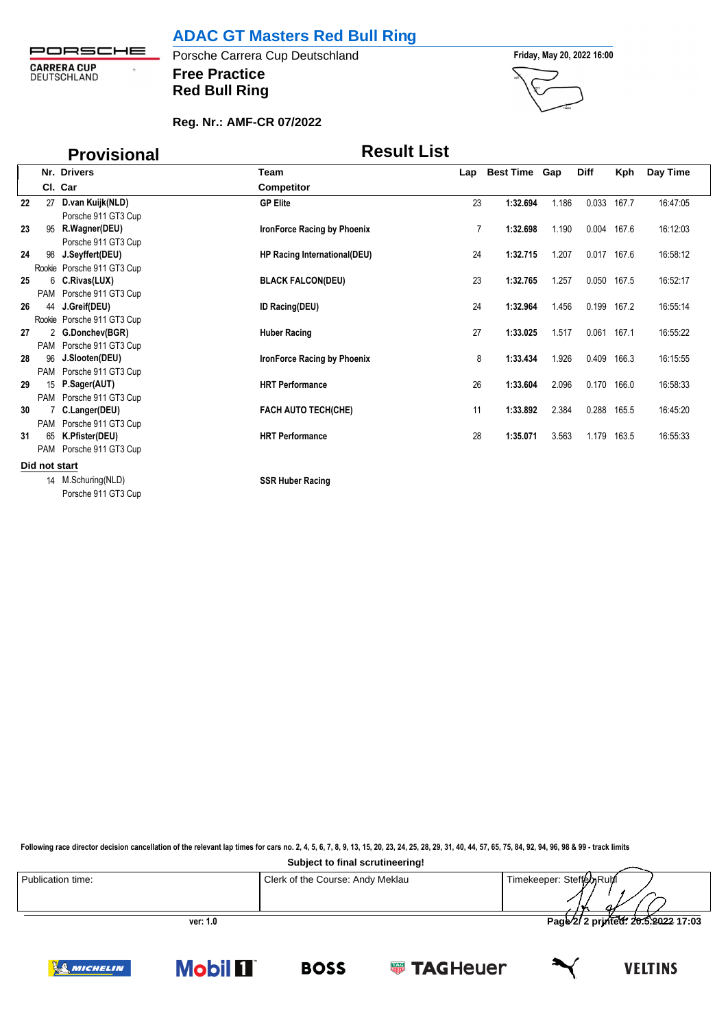# ADAC GT Masters Red Bull Ring

Porsche Carrera Cup Deutschland

**Free Practice**

**Red Bull Ring**

Friday, May 20, 2022 16:00

**Reg. Nr.: AMF-CR 07/2022**

## Provisional Result List

| | Nr. / Cl. | Drivers / Car | Team / Competitor | Lap | Best Time | Gap | Diff | Kph | Day Time |
|---|---|---|---|---|---|---|---|---|---|
| 22 | 27 | D.van Kuijk(NLD) | GP Elite | 23 | 1:32.694 | 1.186 | 0.033 | 167.7 | 16:47:05 |
| | | Porsche 911 GT3 Cup | | | | | | | |
| 23 | 95 | R.Wagner(DEU) | IronForce Racing by Phoenix | 7 | 1:32.698 | 1.190 | 0.004 | 167.6 | 16:12:03 |
| | | Porsche 911 GT3 Cup | | | | | | | |
| 24 | 98 | J.Seyffert(DEU) | HP Racing International(DEU) | 24 | 1:32.715 | 1.207 | 0.017 | 167.6 | 16:58:12 |
| | Rookie | Porsche 911 GT3 Cup | | | | | | | |
| 25 | 6 | C.Rivas(LUX) | BLACK FALCON(DEU) | 23 | 1:32.765 | 1.257 | 0.050 | 167.5 | 16:52:17 |
| | PAM | Porsche 911 GT3 Cup | | | | | | | |
| 26 | 44 | J.Greif(DEU) | ID Racing(DEU) | 24 | 1:32.964 | 1.456 | 0.199 | 167.2 | 16:55:14 |
| | Rookie | Porsche 911 GT3 Cup | | | | | | | |
| 27 | 2 | G.Donchev(BGR) | Huber Racing | 27 | 1:33.025 | 1.517 | 0.061 | 167.1 | 16:55:22 |
| | PAM | Porsche 911 GT3 Cup | | | | | | | |
| 28 | 96 | J.Slooten(DEU) | IronForce Racing by Phoenix | 8 | 1:33.434 | 1.926 | 0.409 | 166.3 | 16:15:55 |
| | PAM | Porsche 911 GT3 Cup | | | | | | | |
| 29 | 15 | P.Sager(AUT) | HRT Performance | 26 | 1:33.604 | 2.096 | 0.170 | 166.0 | 16:58:33 |
| | PAM | Porsche 911 GT3 Cup | | | | | | | |
| 30 | 7 | C.Langer(DEU) | FACH AUTO TECH(CHE) | 11 | 1:33.892 | 2.384 | 0.288 | 165.5 | 16:45:20 |
| | PAM | Porsche 911 GT3 Cup | | | | | | | |
| 31 | 65 | K.Pfister(DEU) | HRT Performance | 28 | 1:35.071 | 3.563 | 1.179 | 163.5 | 16:55:33 |
| | PAM | Porsche 911 GT3 Cup | | | | | | | |

**Did not start**

| Nr. | Drivers / Car | Team / Competitor |
|---|---|---|
| 14 | M.Schuring(NLD) | SSR Huber Racing |
| | Porsche 911 GT3 Cup | |

**Following race director decision cancellation of the relevant lap times for cars no. 2, 4, 5, 6, 7, 8, 9, 13, 15, 20, 23, 24, 25, 28, 29, 31, 40, 44, 57, 65, 75, 84, 92, 94, 96, 98 & 99 - track limits**

**Subject to final scrutineering!**

| Publication time: | Clerk of the Course: Andy Meklau | Timekeeper: Steffen Ruhl |
|---|---|---|

ver: 1.0

printed: 20.5.2022 17:03